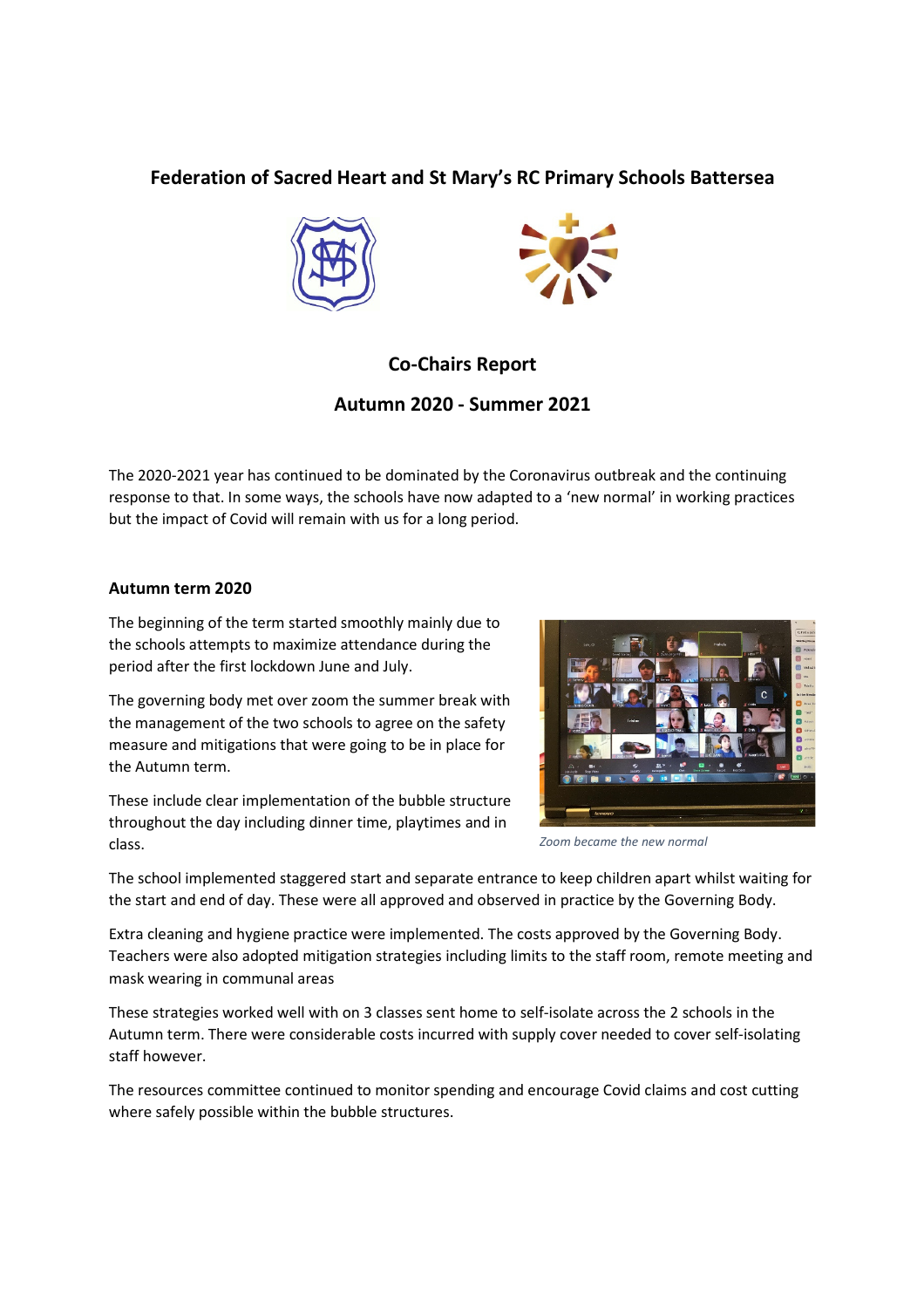# Federation of Sacred Heart and St Mary's RC Primary Schools Battersea

## Co-Chairs Report

## Autumn 2020 - Summer 2021

The 2020-2021 year has continued to be dominated by the Coronavirus outbreak and the continuing response to that. In some ways, the schools have now adapted to a 'new normal' in working practices but the impact of Covid will remain with us for a long period.

### Autumn term 2020

The beginning of the term started smoothly mainly due to the schools attempts to maximize attendance during the period after the first lockdown June and July.

The governing body met over zoom the summer break with the management of the two schools to agree on the safety measure and mitigations that were going to be in place for the Autumn term.

These include clear implementation of the bubble structure throughout the day including dinner time, playtimes and in class.

*Zoom became the new normal*

The school implemented staggered start and separate entrance to keep children apart whilst waiting for the start and end of day. These were all approved and observed in practice by the Governing Body.

Extra cleaning and hygiene practice were implemented. The costs approved by the Governing Body. Teachers were also adopted mitigation strategies including limits to the staff room, remote meeting and mask wearing in communal areas

These strategies worked well with on 3 classes sent home to self-isolate across the 2 schools in the Autumn term. There were considerable costs incurred with supply cover needed to cover self-isolating staff however.

The resources committee continued to monitor spending and encourage Covid claims and cost cutting where safely possible within the bubble structures.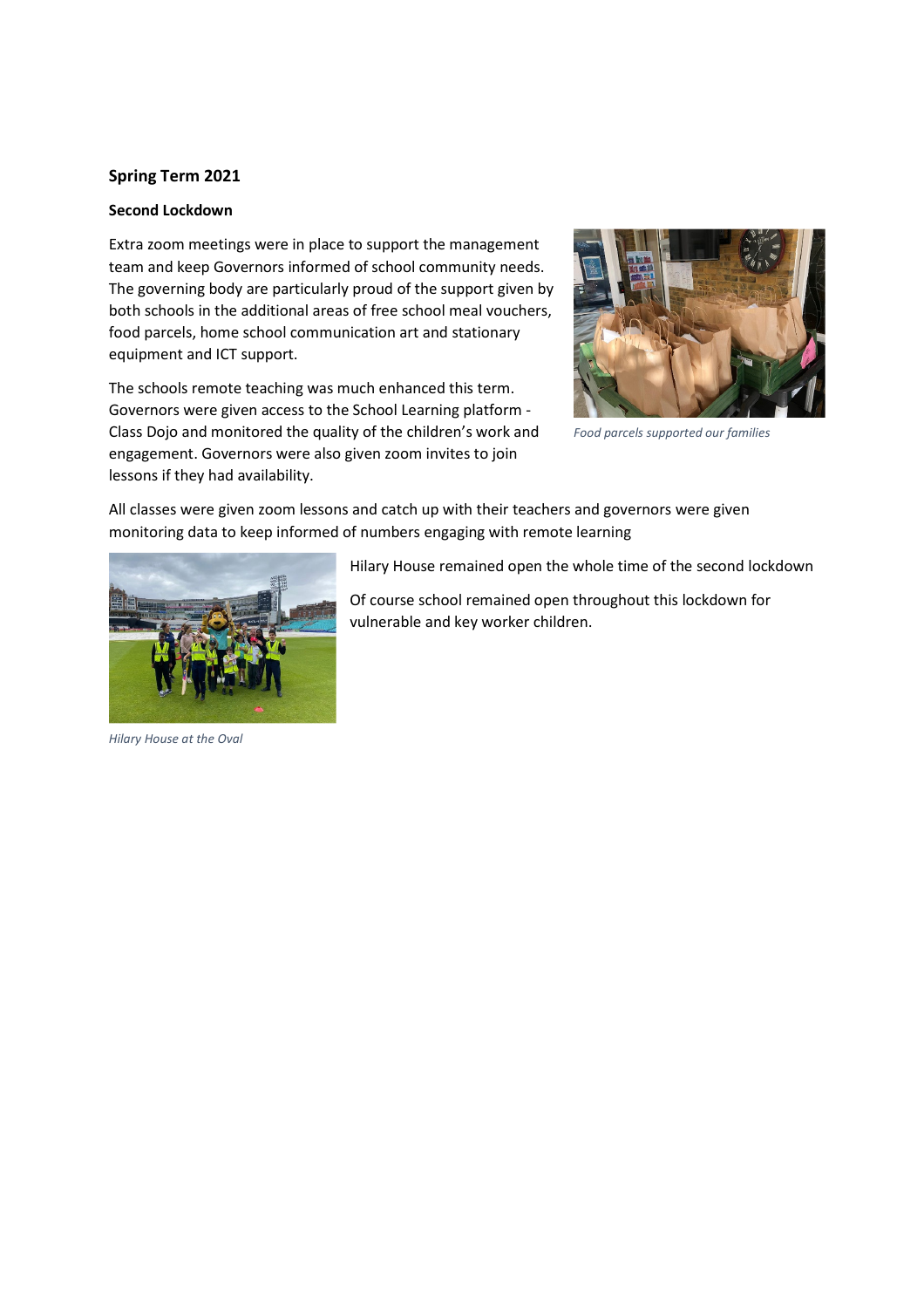## Spring Term 2021

### Second Lockdown

Extra zoom meetings were in place to support the management team and keep Governors informed of school community needs. The governing body are particularly proud of the support given by both schools in the additional areas of free school meal vouchers, food parcels, home school communication art and stationary equipment and ICT support.

The schools remote teaching was much enhanced this term. Governors were given access to the School Learning platform - Class Dojo and monitored the quality of the children's work and engagement. Governors were also given zoom invites to join lessons if they had availability.

*Food parcels supported our families*

All classes were given zoom lessons and catch up with their teachers and governors were given monitoring data to keep informed of numbers engaging with remote learning

Hilary House remained open the whole time of the second lockdown

Of course school remained open throughout this lockdown for vulnerable and key worker children.

*Hilary House at the Oval*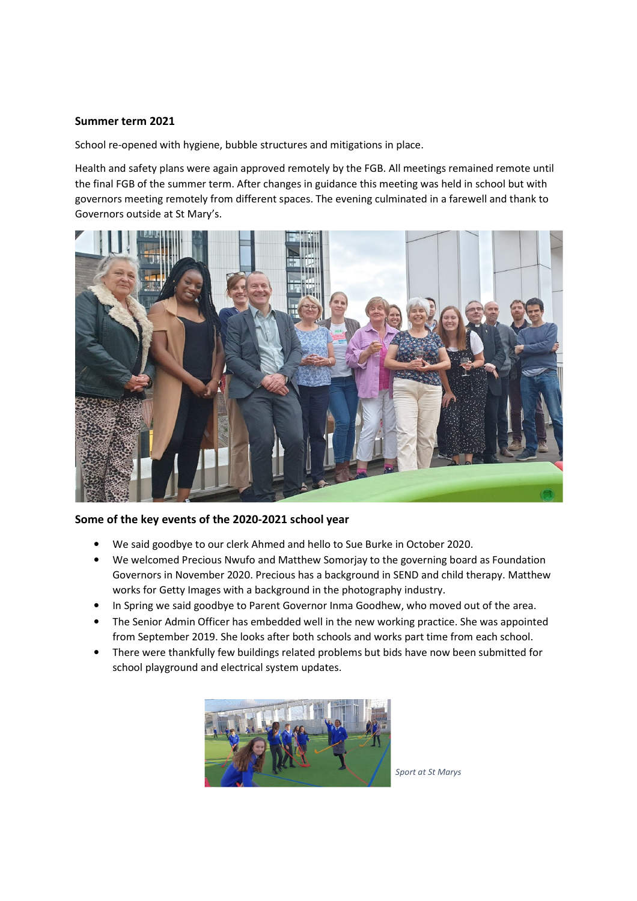**Summer term 2021**

School re-opened with hygiene, bubble structures and mitigations in place.

Health and safety plans were again approved remotely by the FGB. All meetings remained remote until the final FGB of the summer term. After changes in guidance this meeting was held in school but with governors meeting remotely from different spaces. The evening culminated in a farewell and thank to Governors outside at St Mary's.

**Some of the key events of the 2020-2021 school year**

- We said goodbye to our clerk Ahmed and hello to Sue Burke in October 2020.
- We welcomed Precious Nwufo and Matthew Somorjay to the governing board as Foundation Governors in November 2020. Precious has a background in SEND and child therapy. Matthew works for Getty Images with a background in the photography industry.
- In Spring we said goodbye to Parent Governor Inma Goodhew, who moved out of the area.
- The Senior Admin Officer has embedded well in the new working practice. She was appointed from September 2019. She looks after both schools and works part time from each school.
- There were thankfully few buildings related problems but bids have now been submitted for school playground and electrical system updates.

*Sport at St Marys*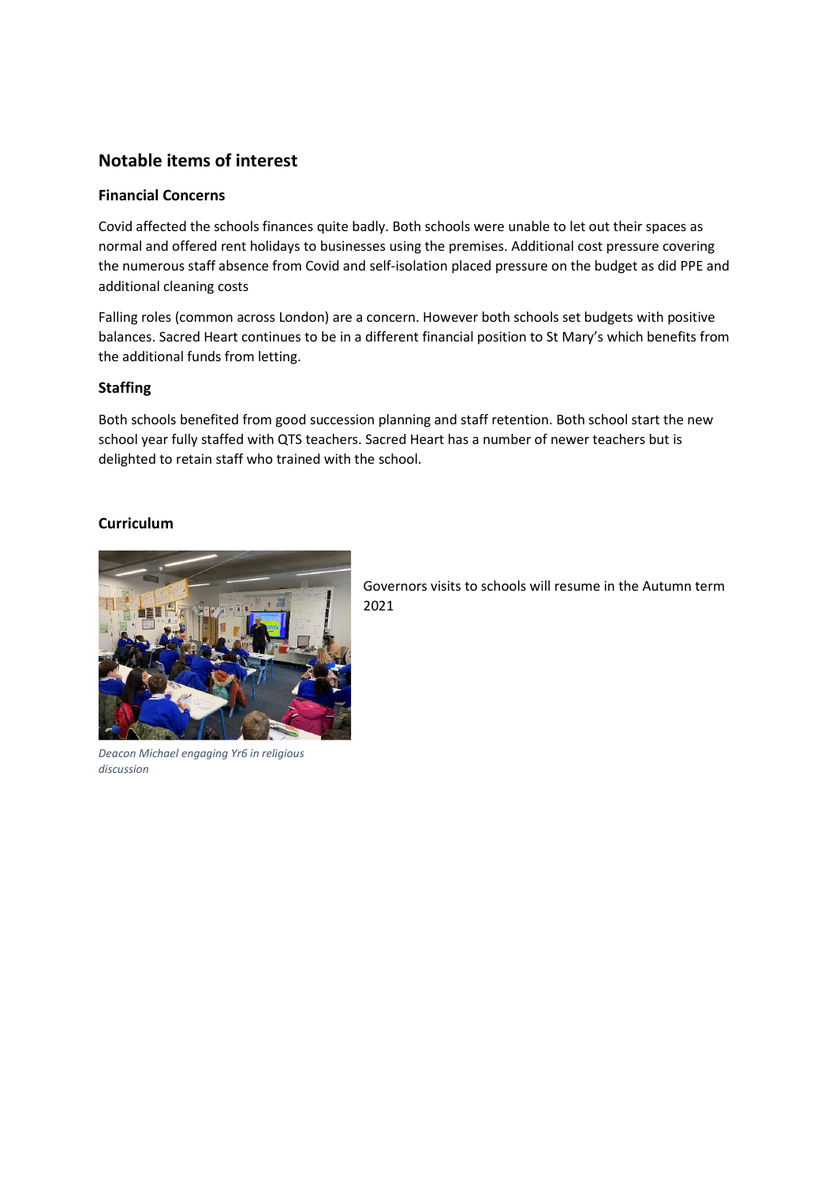## Notable items of interest

### Financial Concerns

Covid affected the schools finances quite badly. Both schools were unable to let out their spaces as normal and offered rent holidays to businesses using the premises. Additional cost pressure covering the numerous staff absence from Covid and self-isolation placed pressure on the budget as did PPE and additional cleaning costs

Falling roles (common across London) are a concern. However both schools set budgets with positive balances. Sacred Heart continues to be in a different financial position to St Mary's which benefits from the additional funds from letting.

### Staffing

Both schools benefited from good succession planning and staff retention. Both school start the new school year fully staffed with QTS teachers. Sacred Heart has a number of newer teachers but is delighted to retain staff who trained with the school.

### Curriculum

*Deacon Michael engaging Yr6 in religious discussion*

Governors visits to schools will resume in the Autumn term 2021